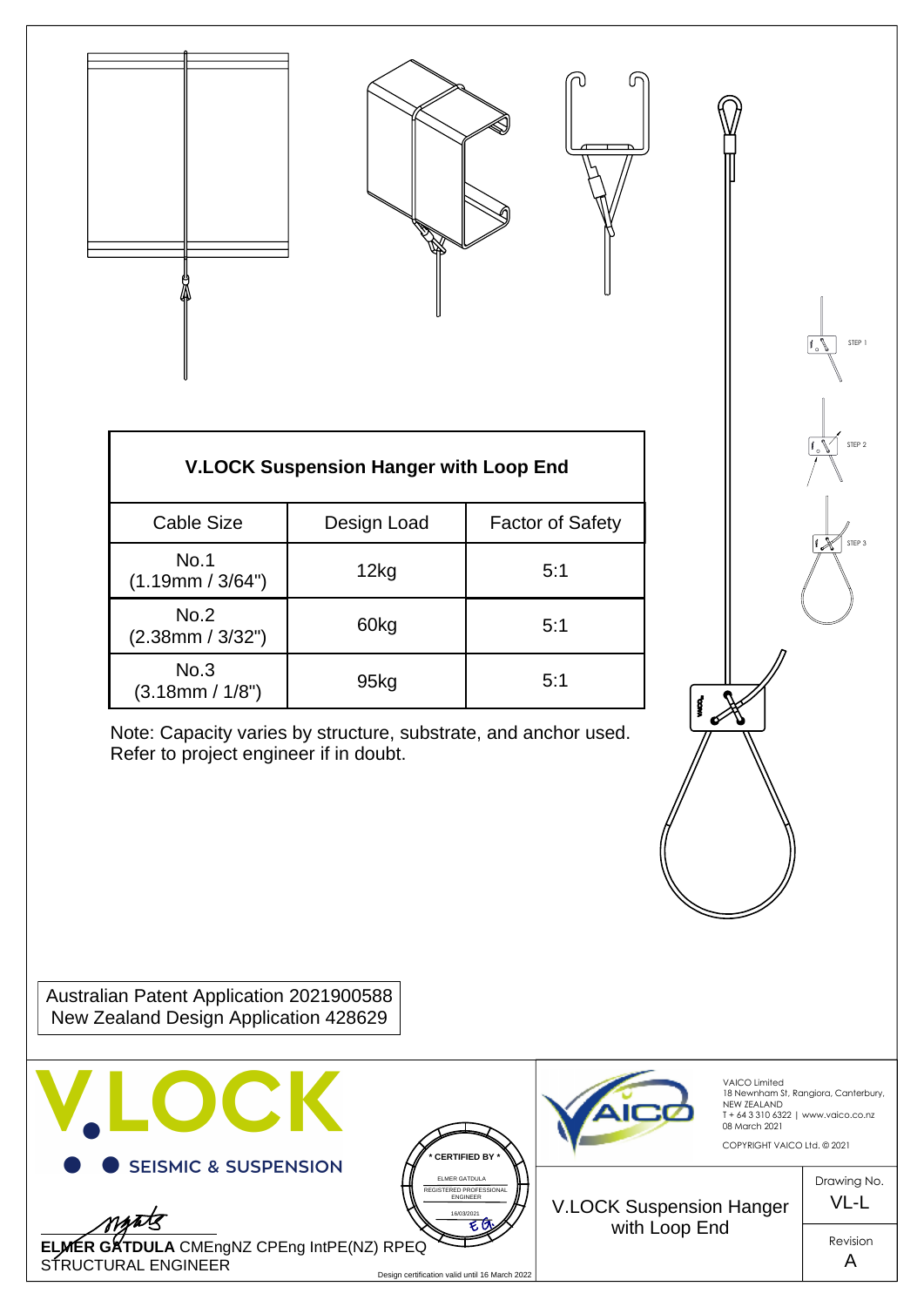## V.LOCK Suspension Hanger with Loop End

| Cable Size | Design Load | Factor of Safety |
|---|---|---|
| No.1 (1.19mm / 3/64") | 12kg | 5:1 |
| No.2 (2.38mm / 3/32") | 60kg | 5:1 |
| No.3 (3.18mm / 1/8") | 95kg | 5:1 |

Note: Capacity varies by structure, substrate, and anchor used. Refer to project engineer if in doubt.

STEP 1

STEP 2

STEP 3

Australian Patent Application 2021900588
New Zealand Design Application 428629

V.LOCK

SEISMIC & SUSPENSION

* CERTIFIED BY *
ELMER GATDULA
REGISTERED PROFESSIONAL ENGINEER
16/03/2021

**ELMER GATDULA** CMEngNZ CPEng IntPE(NZ) RPEQ
STRUCTURAL ENGINEER

Design certification valid until 16 March 2022

VAICO Limited
18 Newnham St, Rangiora, Canterbury, NEW ZEALAND
T + 64 3 310 6322 | www.vaico.co.nz
08 March 2021

COPYRIGHT VAICO Ltd. © 2021

V.LOCK Suspension Hanger with Loop End

Drawing No.
VL-L

Revision
A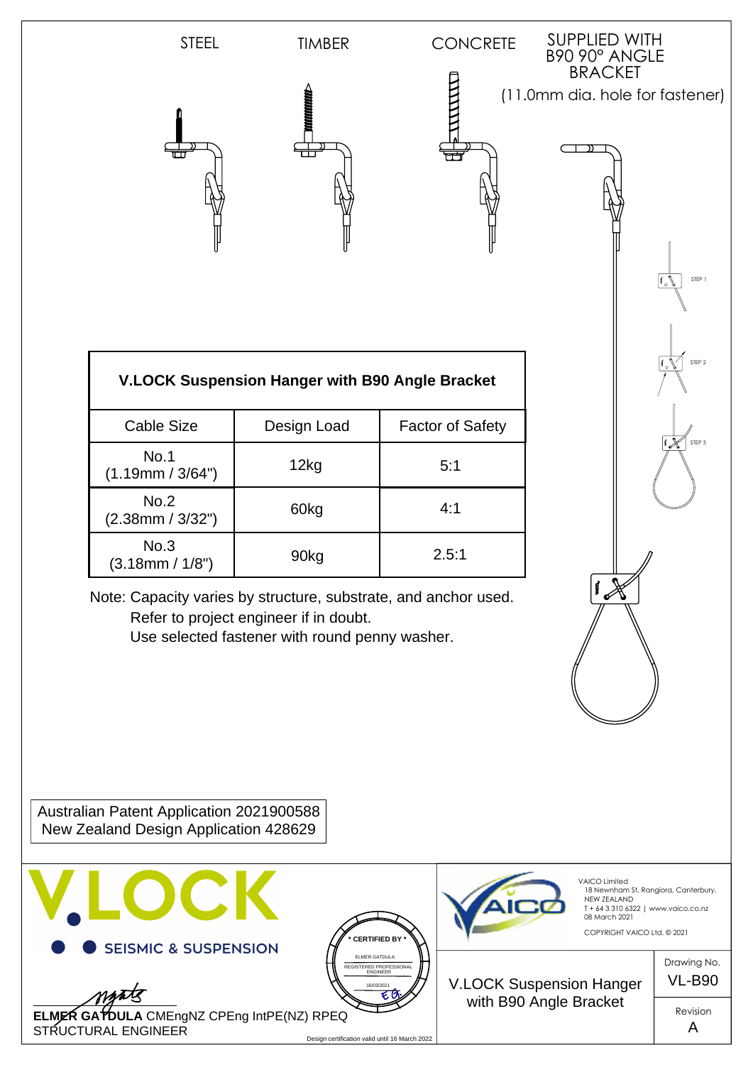STEEL

TIMBER

CONCRETE

SUPPLIED WITH B90 90° ANGLE BRACKET

(11.0mm dia. hole for fastener)

STEP 1

STEP 2

STEP 3

## V.LOCK Suspension Hanger with B90 Angle Bracket

| Cable Size | Design Load | Factor of Safety |
|---|---|---|
| No.1 (1.19mm / 3/64") | 12kg | 5:1 |
| No.2 (2.38mm / 3/32") | 60kg | 4:1 |
| No.3 (3.18mm / 1/8") | 90kg | 2.5:1 |

Note: Capacity varies by structure, substrate, and anchor used.
Refer to project engineer if in doubt.
Use selected fastener with round penny washer.

Australian Patent Application 2021900588
New Zealand Design Application 428629

V.LOCK
SEISMIC & SUSPENSION

\* CERTIFIED BY \*
ELMER GATDULA
REGISTERED PROFESSIONAL ENGINEER
16/03/2021

**ELMER GATDULA** CMEngNZ CPEng IntPE(NZ) RPEQ
STRUCTURAL ENGINEER

Design certification valid until 16 March 2022

VAICO

VAICO Limited
18 Newnham St, Rangiora, Canterbury,
NEW ZEALAND
T + 64 3 310 6322 | www.vaico.co.nz
08 March 2021

COPYRIGHT VAICO Ltd. © 2021

V.LOCK Suspension Hanger with B90 Angle Bracket

Drawing No.
VL-B90

Revision
A